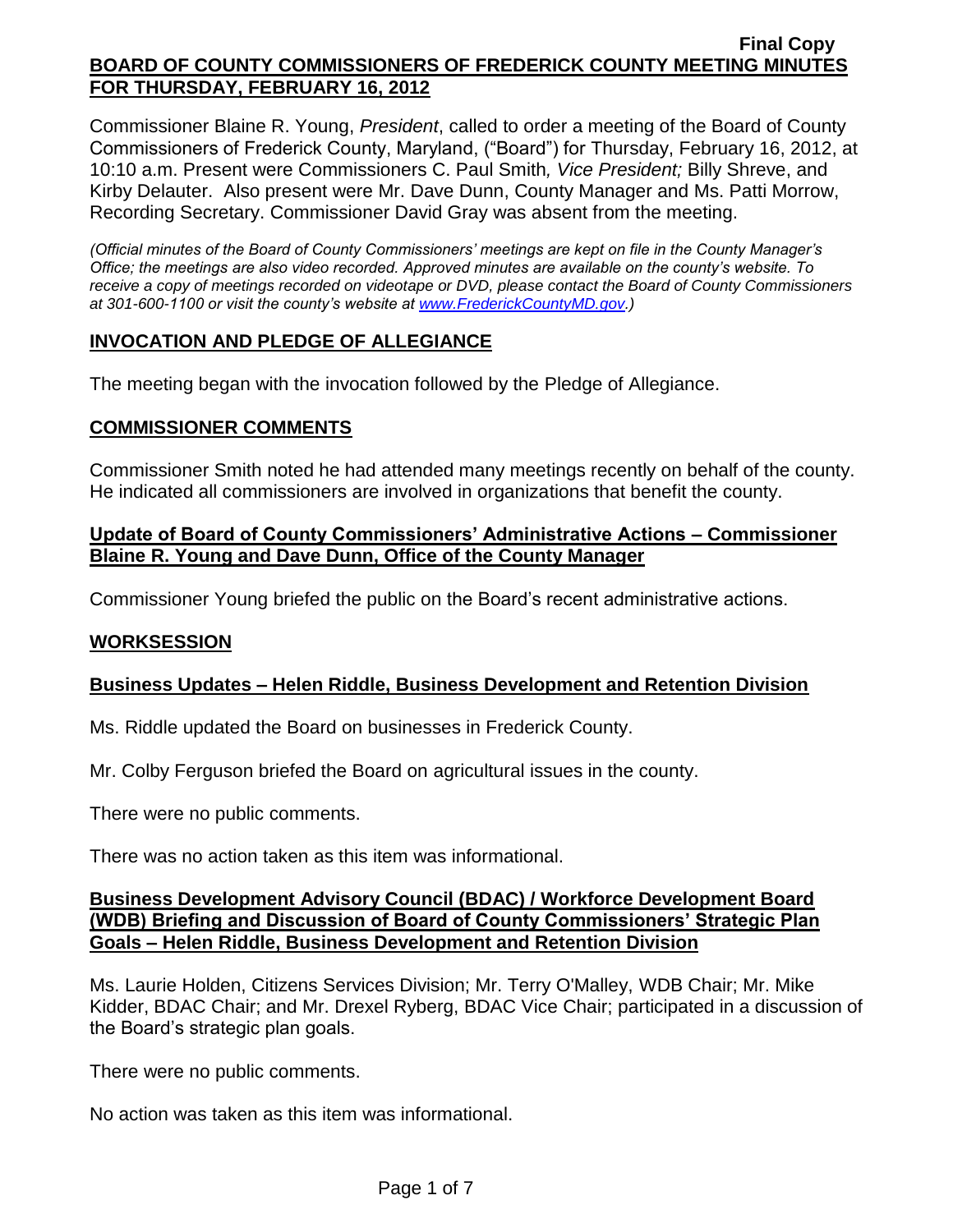**Final Copy**

**BOARD OF COUNTY COMMISSIONERS OF FREDERICK COUNTY MEETING MINUTES FOR THURSDAY, FEBRUARY 16, 2012**

Commissioner Blaine R. Young, *President*, called to order a meeting of the Board of County Commissioners of Frederick County, Maryland, ("Board") for Thursday, February 16, 2012, at 10:10 a.m. Present were Commissioners C. Paul Smith*, Vice President;* Billy Shreve, and Kirby Delauter. Also present were Mr. Dave Dunn, County Manager and Ms. Patti Morrow, Recording Secretary. Commissioner David Gray was absent from the meeting.

*(Official minutes of the Board of County Commissioners' meetings are kept on file in the County Manager's Office; the meetings are also video recorded. Approved minutes are available on the county's website. To receive a copy of meetings recorded on videotape or DVD, please contact the Board of County Commissioners at 301-600-1100 or visit the county's website at www.FrederickCountyMD.gov.)*

## INVOCATION AND PLEDGE OF ALLEGIANCE

The meeting began with the invocation followed by the Pledge of Allegiance.

## COMMISSIONER COMMENTS

Commissioner Smith noted he had attended many meetings recently on behalf of the county. He indicated all commissioners are involved in organizations that benefit the county.

### Update of Board of County Commissioners' Administrative Actions – Commissioner Blaine R. Young and Dave Dunn, Office of the County Manager

Commissioner Young briefed the public on the Board's recent administrative actions.

## WORKSESSION

### Business Updates – Helen Riddle, Business Development and Retention Division

Ms. Riddle updated the Board on businesses in Frederick County.

Mr. Colby Ferguson briefed the Board on agricultural issues in the county.

There were no public comments.

There was no action taken as this item was informational.

### Business Development Advisory Council (BDAC) / Workforce Development Board (WDB) Briefing and Discussion of Board of County Commissioners' Strategic Plan Goals – Helen Riddle, Business Development and Retention Division

Ms. Laurie Holden, Citizens Services Division; Mr. Terry O'Malley, WDB Chair; Mr. Mike Kidder, BDAC Chair; and Mr. Drexel Ryberg, BDAC Vice Chair; participated in a discussion of the Board's strategic plan goals.

There were no public comments.

No action was taken as this item was informational.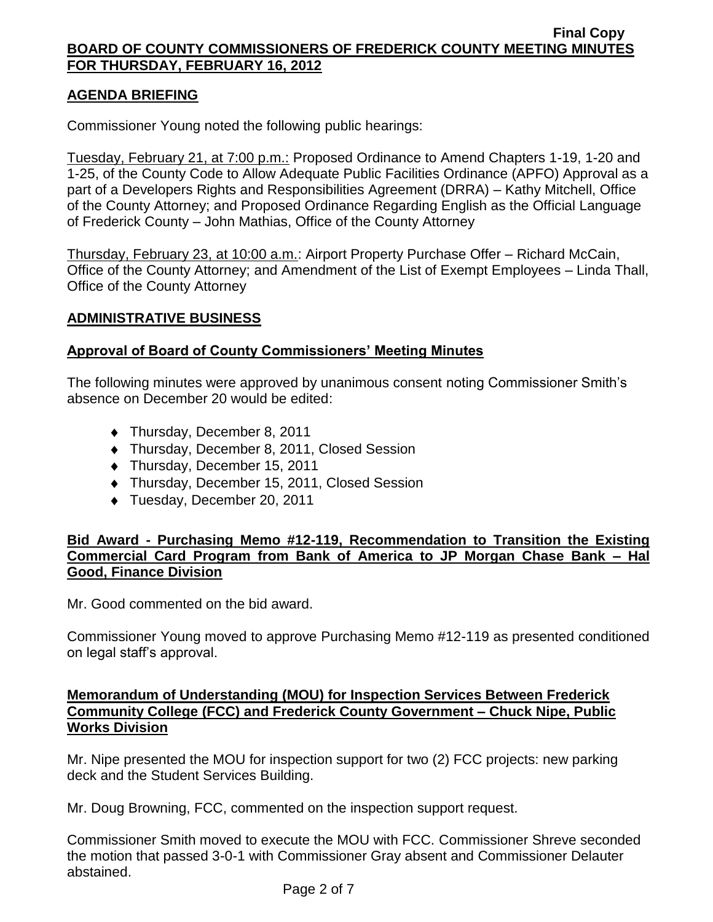## AGENDA BRIEFING

Commissioner Young noted the following public hearings:

Tuesday, February 21, at 7:00 p.m.: Proposed Ordinance to Amend Chapters 1-19, 1-20 and 1-25, of the County Code to Allow Adequate Public Facilities Ordinance (APFO) Approval as a part of a Developers Rights and Responsibilities Agreement (DRRA) – Kathy Mitchell, Office of the County Attorney; and Proposed Ordinance Regarding English as the Official Language of Frederick County – John Mathias, Office of the County Attorney

Thursday, February 23, at 10:00 a.m.: Airport Property Purchase Offer – Richard McCain, Office of the County Attorney; and Amendment of the List of Exempt Employees – Linda Thall, Office of the County Attorney

## ADMINISTRATIVE BUSINESS

### Approval of Board of County Commissioners' Meeting Minutes

The following minutes were approved by unanimous consent noting Commissioner Smith's absence on December 20 would be edited:

- Thursday, December 8, 2011
- Thursday, December 8, 2011, Closed Session
- Thursday, December 15, 2011
- Thursday, December 15, 2011, Closed Session
- Tuesday, December 20, 2011

### Bid Award - Purchasing Memo #12-119, Recommendation to Transition the Existing Commercial Card Program from Bank of America to JP Morgan Chase Bank – Hal Good, Finance Division

Mr. Good commented on the bid award.

Commissioner Young moved to approve Purchasing Memo #12-119 as presented conditioned on legal staff's approval.

### Memorandum of Understanding (MOU) for Inspection Services Between Frederick Community College (FCC) and Frederick County Government – Chuck Nipe, Public Works Division

Mr. Nipe presented the MOU for inspection support for two (2) FCC projects: new parking deck and the Student Services Building.

Mr. Doug Browning, FCC, commented on the inspection support request.

Commissioner Smith moved to execute the MOU with FCC. Commissioner Shreve seconded the motion that passed 3-0-1 with Commissioner Gray absent and Commissioner Delauter abstained.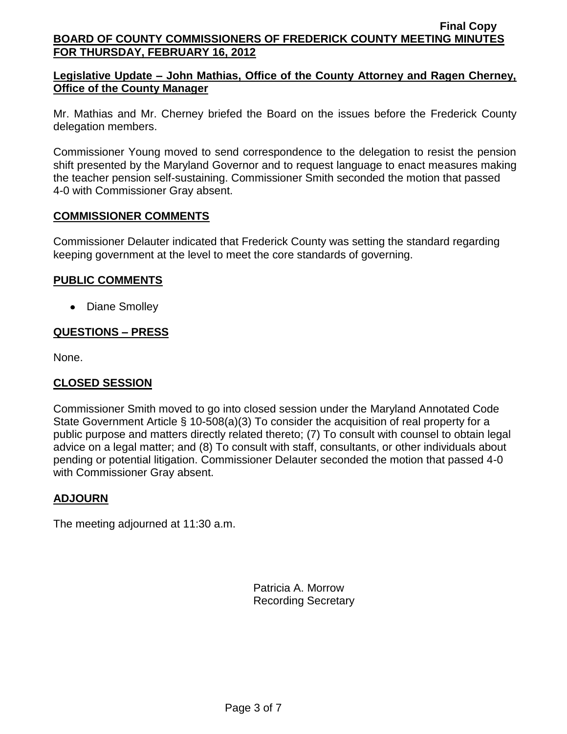**Legislative Update – John Mathias, Office of the County Attorney and Ragen Cherney, Office of the County Manager**

Mr. Mathias and Mr. Cherney briefed the Board on the issues before the Frederick County delegation members.

Commissioner Young moved to send correspondence to the delegation to resist the pension shift presented by the Maryland Governor and to request language to enact measures making the teacher pension self-sustaining. Commissioner Smith seconded the motion that passed 4-0 with Commissioner Gray absent.

## COMMISSIONER COMMENTS

Commissioner Delauter indicated that Frederick County was setting the standard regarding keeping government at the level to meet the core standards of governing.

## PUBLIC COMMENTS

- Diane Smolley

## QUESTIONS – PRESS

None.

## CLOSED SESSION

Commissioner Smith moved to go into closed session under the Maryland Annotated Code State Government Article § 10-508(a)(3) To consider the acquisition of real property for a public purpose and matters directly related thereto; (7) To consult with counsel to obtain legal advice on a legal matter; and (8) To consult with staff, consultants, or other individuals about pending or potential litigation. Commissioner Delauter seconded the motion that passed 4-0 with Commissioner Gray absent.

## ADJOURN

The meeting adjourned at 11:30 a.m.

Patricia A. Morrow
Recording Secretary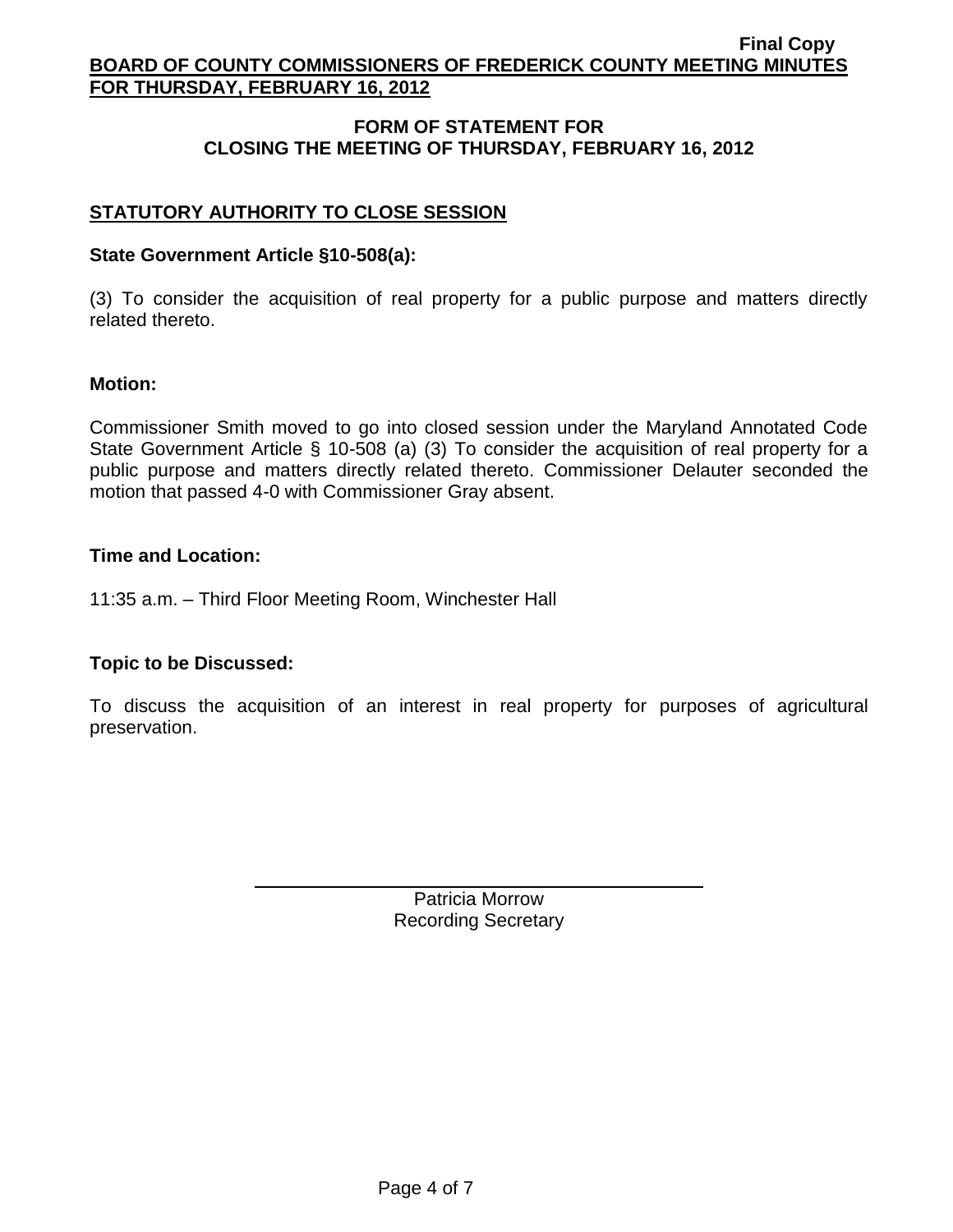## FORM OF STATEMENT FOR CLOSING THE MEETING OF THURSDAY, FEBRUARY 16, 2012

### STATUTORY AUTHORITY TO CLOSE SESSION

**State Government Article §10-508(a):**

(3) To consider the acquisition of real property for a public purpose and matters directly related thereto.

**Motion:**

Commissioner Smith moved to go into closed session under the Maryland Annotated Code State Government Article § 10-508 (a) (3) To consider the acquisition of real property for a public purpose and matters directly related thereto. Commissioner Delauter seconded the motion that passed 4-0 with Commissioner Gray absent.

**Time and Location:**

11:35 a.m. – Third Floor Meeting Room, Winchester Hall

**Topic to be Discussed:**

To discuss the acquisition of an interest in real property for purposes of agricultural preservation.

Patricia Morrow
Recording Secretary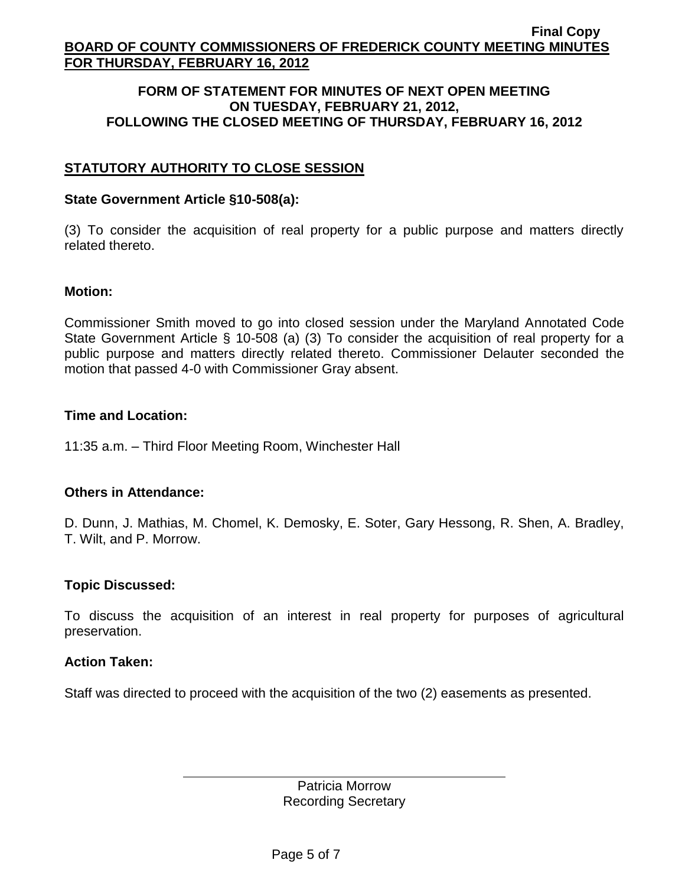## FORM OF STATEMENT FOR MINUTES OF NEXT OPEN MEETING ON TUESDAY, FEBRUARY 21, 2012, FOLLOWING THE CLOSED MEETING OF THURSDAY, FEBRUARY 16, 2012

### STATUTORY AUTHORITY TO CLOSE SESSION

**State Government Article §10-508(a):**

(3) To consider the acquisition of real property for a public purpose and matters directly related thereto.

**Motion:**

Commissioner Smith moved to go into closed session under the Maryland Annotated Code State Government Article § 10-508 (a) (3) To consider the acquisition of real property for a public purpose and matters directly related thereto. Commissioner Delauter seconded the motion that passed 4-0 with Commissioner Gray absent.

**Time and Location:**

11:35 a.m. – Third Floor Meeting Room, Winchester Hall

**Others in Attendance:**

D. Dunn, J. Mathias, M. Chomel, K. Demosky, E. Soter, Gary Hessong, R. Shen, A. Bradley, T. Wilt, and P. Morrow.

**Topic Discussed:**

To discuss the acquisition of an interest in real property for purposes of agricultural preservation.

**Action Taken:**

Staff was directed to proceed with the acquisition of the two (2) easements as presented.

Patricia Morrow
Recording Secretary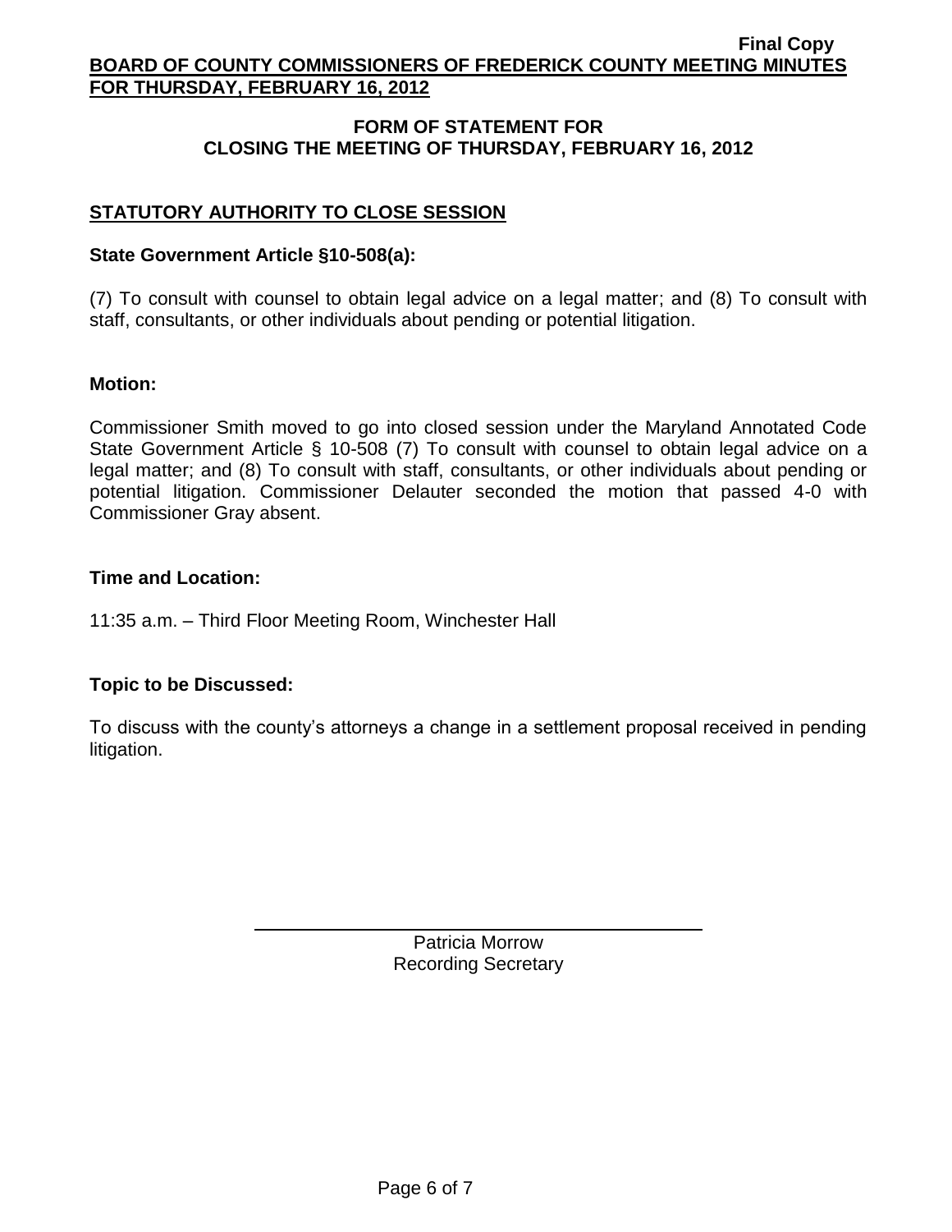## FORM OF STATEMENT FOR CLOSING THE MEETING OF THURSDAY, FEBRUARY 16, 2012

### STATUTORY AUTHORITY TO CLOSE SESSION

**State Government Article §10-508(a):**

(7) To consult with counsel to obtain legal advice on a legal matter; and (8) To consult with staff, consultants, or other individuals about pending or potential litigation.

**Motion:**

Commissioner Smith moved to go into closed session under the Maryland Annotated Code State Government Article § 10-508 (7) To consult with counsel to obtain legal advice on a legal matter; and (8) To consult with staff, consultants, or other individuals about pending or potential litigation. Commissioner Delauter seconded the motion that passed 4-0 with Commissioner Gray absent.

**Time and Location:**

11:35 a.m. – Third Floor Meeting Room, Winchester Hall

**Topic to be Discussed:**

To discuss with the county's attorneys a change in a settlement proposal received in pending litigation.

Patricia Morrow
Recording Secretary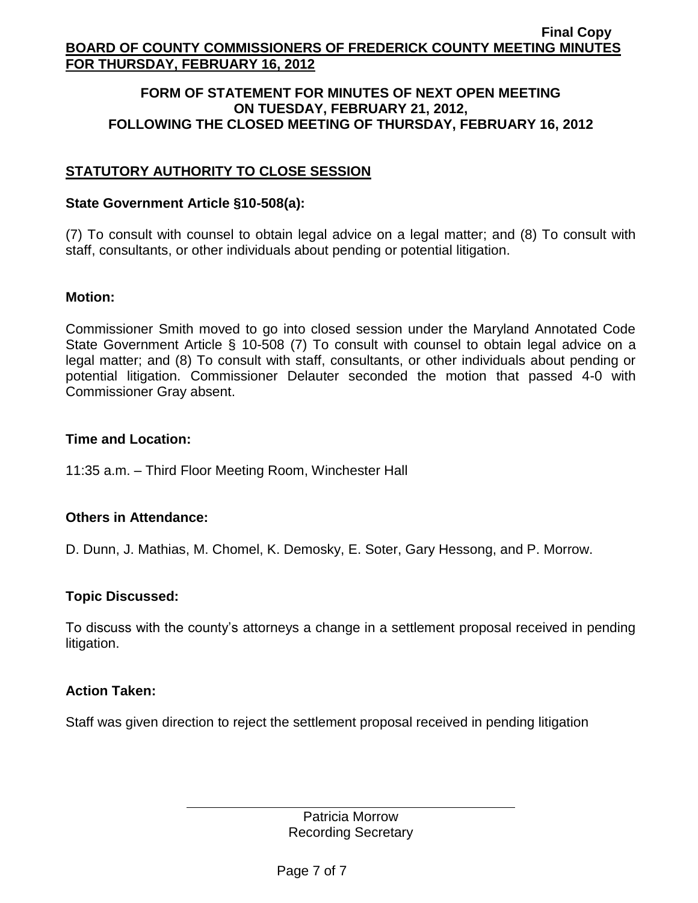Final Copy

**BOARD OF COUNTY COMMISSIONERS OF FREDERICK COUNTY MEETING MINUTES FOR THURSDAY, FEBRUARY 16, 2012**

**FORM OF STATEMENT FOR MINUTES OF NEXT OPEN MEETING ON TUESDAY, FEBRUARY 21, 2012, FOLLOWING THE CLOSED MEETING OF THURSDAY, FEBRUARY 16, 2012**

## STATUTORY AUTHORITY TO CLOSE SESSION

**State Government Article §10-508(a):**

(7) To consult with counsel to obtain legal advice on a legal matter; and (8) To consult with staff, consultants, or other individuals about pending or potential litigation.

**Motion:**

Commissioner Smith moved to go into closed session under the Maryland Annotated Code State Government Article § 10-508 (7) To consult with counsel to obtain legal advice on a legal matter; and (8) To consult with staff, consultants, or other individuals about pending or potential litigation. Commissioner Delauter seconded the motion that passed 4-0 with Commissioner Gray absent.

**Time and Location:**

11:35 a.m. – Third Floor Meeting Room, Winchester Hall

**Others in Attendance:**

D. Dunn, J. Mathias, M. Chomel, K. Demosky, E. Soter, Gary Hessong, and P. Morrow.

**Topic Discussed:**

To discuss with the county's attorneys a change in a settlement proposal received in pending litigation.

**Action Taken:**

Staff was given direction to reject the settlement proposal received in pending litigation

Patricia Morrow
Recording Secretary